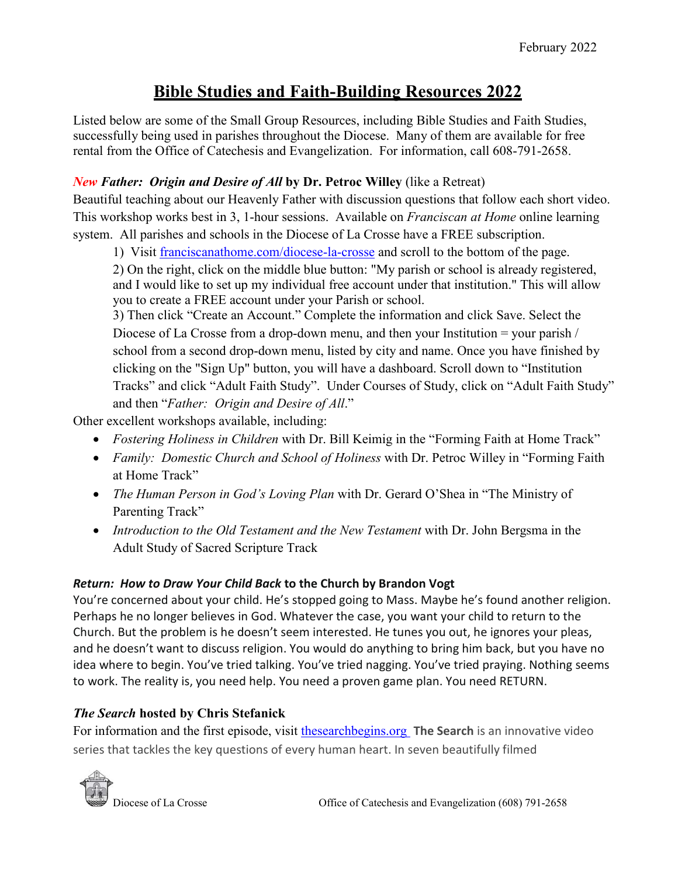February 2022

# Bible Studies and Faith-Building Resources 2022

Listed below are some of the Small Group Resources, including Bible Studies and Faith Studies, successfully being used in parishes throughout the Diocese. Many of them are available for free rental from the Office of Catechesis and Evangelization. For information, call 608-791-2658.

### *New* ***Father: Origin and Desire of All*** **by Dr. Petroc Willey** (like a Retreat)

Beautiful teaching about our Heavenly Father with discussion questions that follow each short video. This workshop works best in 3, 1-hour sessions. Available on *Franciscan at Home* online learning system. All parishes and schools in the Diocese of La Crosse have a FREE subscription.

1) Visit [franciscanathome.com/diocese-la-crosse](franciscanathome.com/diocese-la-crosse) and scroll to the bottom of the page.
2) On the right, click on the middle blue button: "My parish or school is already registered, and I would like to set up my individual free account under that institution." This will allow you to create a FREE account under your Parish or school.
3) Then click "Create an Account." Complete the information and click Save. Select the Diocese of La Crosse from a drop-down menu, and then your Institution = your parish / school from a second drop-down menu, listed by city and name. Once you have finished by clicking on the "Sign Up" button, you will have a dashboard. Scroll down to "Institution Tracks" and click "Adult Faith Study". Under Courses of Study, click on "Adult Faith Study" and then "*Father: Origin and Desire of All*."

Other excellent workshops available, including:

- *Fostering Holiness in Children* with Dr. Bill Keimig in the "Forming Faith at Home Track"
- *Family: Domestic Church and School of Holiness* with Dr. Petroc Willey in "Forming Faith at Home Track"
- *The Human Person in God's Loving Plan* with Dr. Gerard O'Shea in "The Ministry of Parenting Track"
- *Introduction to the Old Testament and the New Testament* with Dr. John Bergsma in the Adult Study of Sacred Scripture Track

### ***Return: How to Draw Your Child Back*** **to the Church by Brandon Vogt**

You're concerned about your child. He's stopped going to Mass. Maybe he's found another religion. Perhaps he no longer believes in God. Whatever the case, you want your child to return to the Church. But the problem is he doesn't seem interested. He tunes you out, he ignores your pleas, and he doesn't want to discuss religion. You would do anything to bring him back, but you have no idea where to begin. You've tried talking. You've tried nagging. You've tried praying. Nothing seems to work. The reality is, you need help. You need a proven game plan. You need RETURN.

### ***The Search*** **hosted by Chris Stefanick**

For information and the first episode, visit [thesearchbegins.org](thesearchbegins.org) **The Search** is an innovative video series that tackles the key questions of every human heart. In seven beautifully filmed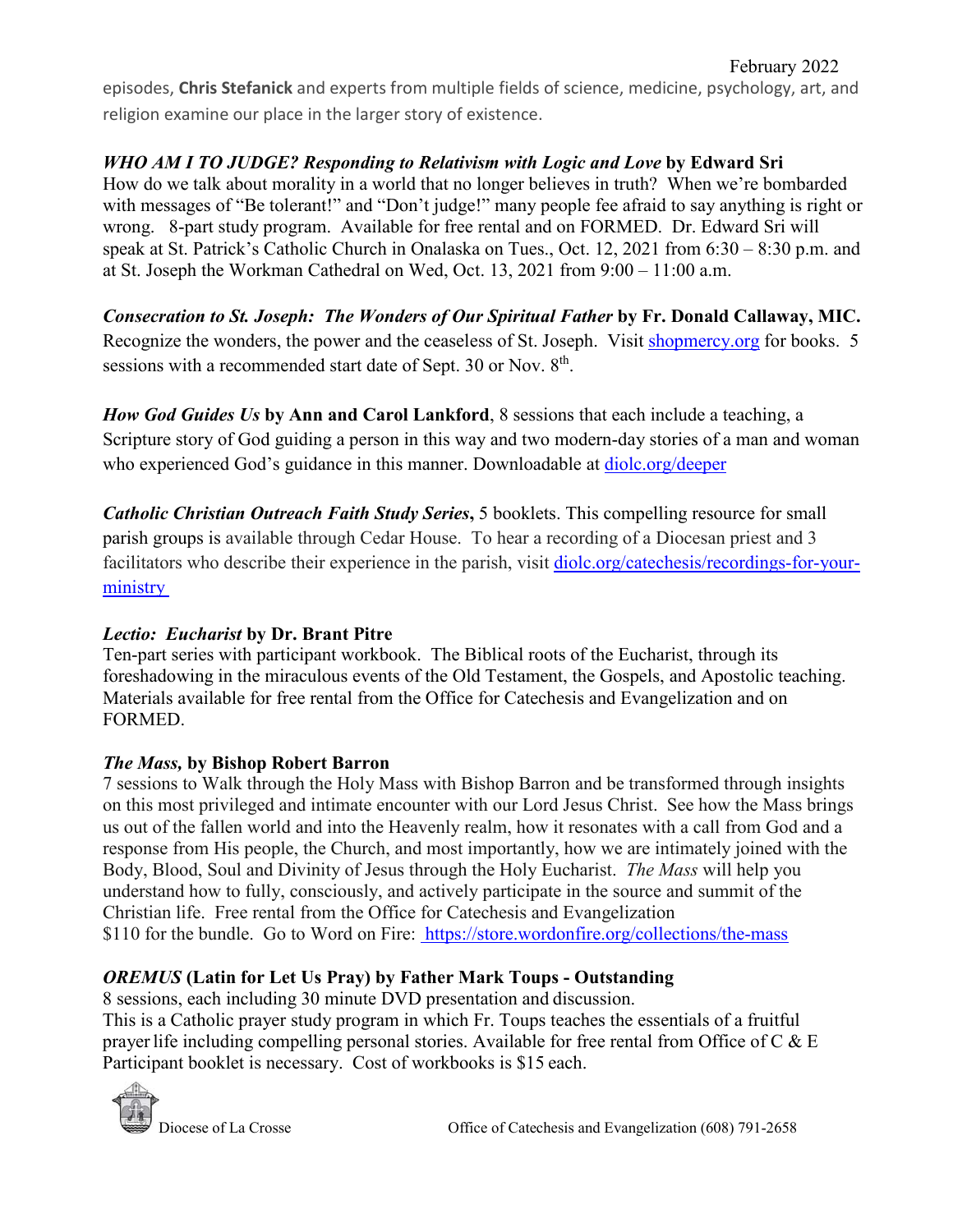episodes, **Chris Stefanick** and experts from multiple fields of science, medicine, psychology, art, and religion examine our place in the larger story of existence.

***WHO AM I TO JUDGE? Responding to Relativism with Logic and Love*** **by Edward Sri**
How do we talk about morality in a world that no longer believes in truth? When we're bombarded with messages of "Be tolerant!" and "Don't judge!" many people fee afraid to say anything is right or wrong. 8-part study program. Available for free rental and on FORMED. Dr. Edward Sri will speak at St. Patrick's Catholic Church in Onalaska on Tues., Oct. 12, 2021 from 6:30 – 8:30 p.m. and at St. Joseph the Workman Cathedral on Wed, Oct. 13, 2021 from 9:00 – 11:00 a.m.

***Consecration to St. Joseph: The Wonders of Our Spiritual Father*** **by Fr. Donald Callaway, MIC.**
Recognize the wonders, the power and the ceaseless of St. Joseph. Visit shopmercy.org for books. 5 sessions with a recommended start date of Sept. 30 or Nov. 8th.

***How God Guides Us*** **by Ann and Carol Lankford**, 8 sessions that each include a teaching, a Scripture story of God guiding a person in this way and two modern-day stories of a man and woman who experienced God's guidance in this manner. Downloadable at diolc.org/deeper

***Catholic Christian Outreach Faith Study Series*****,** 5 booklets. This compelling resource for small parish groups is available through Cedar House. To hear a recording of a Diocesan priest and 3 facilitators who describe their experience in the parish, visit diolc.org/catechesis/recordings-for-your-ministry

***Lectio: Eucharist*** **by Dr. Brant Pitre**
Ten-part series with participant workbook. The Biblical roots of the Eucharist, through its foreshadowing in the miraculous events of the Old Testament, the Gospels, and Apostolic teaching. Materials available for free rental from the Office for Catechesis and Evangelization and on FORMED.

***The Mass,*** **by Bishop Robert Barron**
7 sessions to Walk through the Holy Mass with Bishop Barron and be transformed through insights on this most privileged and intimate encounter with our Lord Jesus Christ. See how the Mass brings us out of the fallen world and into the Heavenly realm, how it resonates with a call from God and a response from His people, the Church, and most importantly, how we are intimately joined with the Body, Blood, Soul and Divinity of Jesus through the Holy Eucharist. *The Mass* will help you understand how to fully, consciously, and actively participate in the source and summit of the Christian life. Free rental from the Office for Catechesis and Evangelization
$110 for the bundle. Go to Word on Fire: https://store.wordonfire.org/collections/the-mass

***OREMUS*** **(Latin for Let Us Pray) by Father Mark Toups - Outstanding**
8 sessions, each including 30 minute DVD presentation and discussion.
This is a Catholic prayer study program in which Fr. Toups teaches the essentials of a fruitful prayer life including compelling personal stories. Available for free rental from Office of C & E Participant booklet is necessary. Cost of workbooks is $15 each.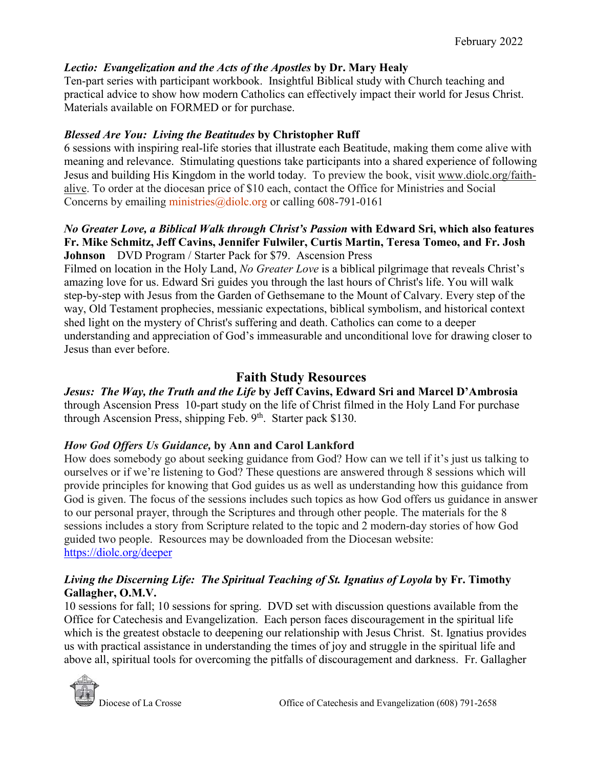***Lectio: Evangelization and the Acts of the Apostles*** **by Dr. Mary Healy**
Ten-part series with participant workbook. Insightful Biblical study with Church teaching and practical advice to show how modern Catholics can effectively impact their world for Jesus Christ. Materials available on FORMED or for purchase.

***Blessed Are You: Living the Beatitudes*** **by Christopher Ruff**
6 sessions with inspiring real-life stories that illustrate each Beatitude, making them come alive with meaning and relevance. Stimulating questions take participants into a shared experience of following Jesus and building His Kingdom in the world today. To preview the book, visit www.diolc.org/faith-alive. To order at the diocesan price of $10 each, contact the Office for Ministries and Social Concerns by emailing ministries@diolc.org or calling 608-791-0161

***No Greater Love, a Biblical Walk through Christ's Passion*** **with Edward Sri, which also features Fr. Mike Schmitz, Jeff Cavins, Jennifer Fulwiler, Curtis Martin, Teresa Tomeo, and Fr. Josh Johnson** DVD Program / Starter Pack for $79. Ascension Press
Filmed on location in the Holy Land, *No Greater Love* is a biblical pilgrimage that reveals Christ's amazing love for us. Edward Sri guides you through the last hours of Christ's life. You will walk step-by-step with Jesus from the Garden of Gethsemane to the Mount of Calvary. Every step of the way, Old Testament prophecies, messianic expectations, biblical symbolism, and historical context shed light on the mystery of Christ's suffering and death. Catholics can come to a deeper understanding and appreciation of God's immeasurable and unconditional love for drawing closer to Jesus than ever before.

## Faith Study Resources

***Jesus: The Way, the Truth and the Life*** **by Jeff Cavins, Edward Sri and Marcel D'Ambrosia** through Ascension Press 10-part study on the life of Christ filmed in the Holy Land For purchase through Ascension Press, shipping Feb. 9th. Starter pack $130.

***How God Offers Us Guidance,*** **by Ann and Carol Lankford**
How does somebody go about seeking guidance from God? How can we tell if it's just us talking to ourselves or if we're listening to God? These questions are answered through 8 sessions which will provide principles for knowing that God guides us as well as understanding how this guidance from God is given. The focus of the sessions includes such topics as how God offers us guidance in answer to our personal prayer, through the Scriptures and through other people. The materials for the 8 sessions includes a story from Scripture related to the topic and 2 modern-day stories of how God guided two people. Resources may be downloaded from the Diocesan website: https://diolc.org/deeper

***Living the Discerning Life: The Spiritual Teaching of St. Ignatius of Loyola*** **by Fr. Timothy Gallagher, O.M.V.**
10 sessions for fall; 10 sessions for spring. DVD set with discussion questions available from the Office for Catechesis and Evangelization. Each person faces discouragement in the spiritual life which is the greatest obstacle to deepening our relationship with Jesus Christ. St. Ignatius provides us with practical assistance in understanding the times of joy and struggle in the spiritual life and above all, spiritual tools for overcoming the pitfalls of discouragement and darkness. Fr. Gallagher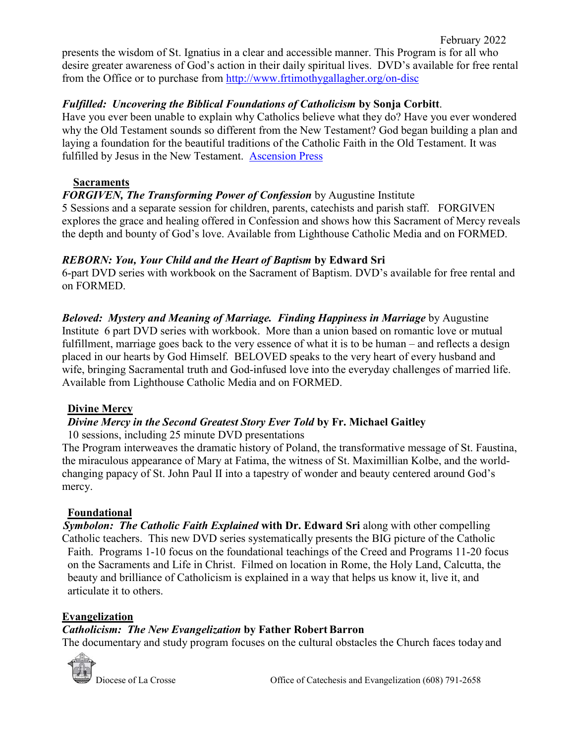presents the wisdom of St. Ignatius in a clear and accessible manner. This Program is for all who desire greater awareness of God's action in their daily spiritual lives. DVD's available for free rental from the Office or to purchase from http://www.frtimothygallagher.org/on-disc

***Fulfilled: Uncovering the Biblical Foundations of Catholicism* by Sonja Corbitt**.
Have you ever been unable to explain why Catholics believe what they do? Have you ever wondered why the Old Testament sounds so different from the New Testament? God began building a plan and laying a foundation for the beautiful traditions of the Catholic Faith in the Old Testament. It was fulfilled by Jesus in the New Testament. Ascension Press

## Sacraments

***FORGIVEN, The Transforming Power of Confession*** by Augustine Institute
5 Sessions and a separate session for children, parents, catechists and parish staff. FORGIVEN explores the grace and healing offered in Confession and shows how this Sacrament of Mercy reveals the depth and bounty of God's love. Available from Lighthouse Catholic Media and on FORMED.

***REBORN: You, Your Child and the Heart of Baptism* by Edward Sri**
6-part DVD series with workbook on the Sacrament of Baptism. DVD's available for free rental and on FORMED.

***Beloved: Mystery and Meaning of Marriage. Finding Happiness in Marriage*** by Augustine Institute 6 part DVD series with workbook. More than a union based on romantic love or mutual fulfillment, marriage goes back to the very essence of what it is to be human – and reflects a design placed in our hearts by God Himself. BELOVED speaks to the very heart of every husband and wife, bringing Sacramental truth and God-infused love into the everyday challenges of married life. Available from Lighthouse Catholic Media and on FORMED.

## Divine Mercy

***Divine Mercy in the Second Greatest Story Ever Told* by Fr. Michael Gaitley**
10 sessions, including 25 minute DVD presentations
The Program interweaves the dramatic history of Poland, the transformative message of St. Faustina, the miraculous appearance of Mary at Fatima, the witness of St. Maximillian Kolbe, and the world-changing papacy of St. John Paul II into a tapestry of wonder and beauty centered around God's mercy.

## Foundational

***Symbolon: The Catholic Faith Explained* with Dr. Edward Sri** along with other compelling Catholic teachers. This new DVD series systematically presents the BIG picture of the Catholic Faith. Programs 1-10 focus on the foundational teachings of the Creed and Programs 11-20 focus on the Sacraments and Life in Christ. Filmed on location in Rome, the Holy Land, Calcutta, the beauty and brilliance of Catholicism is explained in a way that helps us know it, live it, and articulate it to others.

## Evangelization

***Catholicism: The New Evangelization* by Father Robert Barron**
The documentary and study program focuses on the cultural obstacles the Church faces today and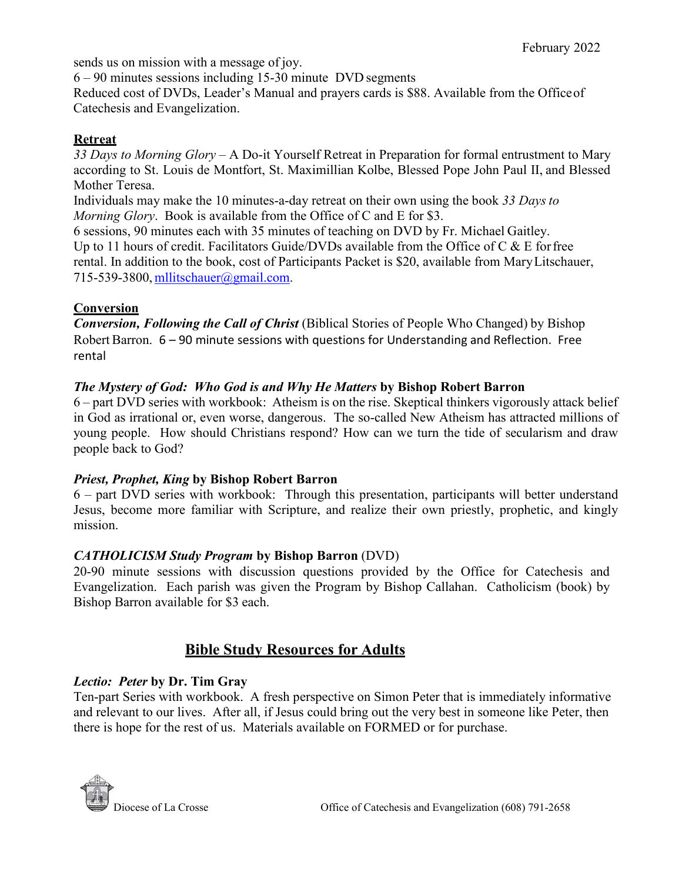sends us on mission with a message of joy.
6 – 90 minutes sessions including 15-30 minute DVD segments
Reduced cost of DVDs, Leader's Manual and prayers cards is $88. Available from the Office of Catechesis and Evangelization.

**Retreat**

*33 Days to Morning Glory* – A Do-it Yourself Retreat in Preparation for formal entrustment to Mary according to St. Louis de Montfort, St. Maximillian Kolbe, Blessed Pope John Paul II, and Blessed Mother Teresa.
Individuals may make the 10 minutes-a-day retreat on their own using the book *33 Days to Morning Glory*. Book is available from the Office of C and E for $3.
6 sessions, 90 minutes each with 35 minutes of teaching on DVD by Fr. Michael Gaitley.
Up to 11 hours of credit. Facilitators Guide/DVDs available from the Office of C & E for free rental. In addition to the book, cost of Participants Packet is $20, available from Mary Litschauer, 715-539-3800, mllitschauer@gmail.com.

**Conversion**

***Conversion, Following the Call of Christ*** (Biblical Stories of People Who Changed) by Bishop Robert Barron. 6 – 90 minute sessions with questions for Understanding and Reflection. Free rental

***The Mystery of God: Who God is and Why He Matters*** **by Bishop Robert Barron**
6 – part DVD series with workbook: Atheism is on the rise. Skeptical thinkers vigorously attack belief in God as irrational or, even worse, dangerous. The so-called New Atheism has attracted millions of young people. How should Christians respond? How can we turn the tide of secularism and draw people back to God?

***Priest, Prophet, King*** **by Bishop Robert Barron**
6 – part DVD series with workbook: Through this presentation, participants will better understand Jesus, become more familiar with Scripture, and realize their own priestly, prophetic, and kingly mission.

***CATHOLICISM Study Program*** **by Bishop Barron** (DVD)
20-90 minute sessions with discussion questions provided by the Office for Catechesis and Evangelization. Each parish was given the Program by Bishop Callahan. Catholicism (book) by Bishop Barron available for $3 each.

## Bible Study Resources for Adults

***Lectio: Peter*** **by Dr. Tim Gray**
Ten-part Series with workbook. A fresh perspective on Simon Peter that is immediately informative and relevant to our lives. After all, if Jesus could bring out the very best in someone like Peter, then there is hope for the rest of us. Materials available on FORMED or for purchase.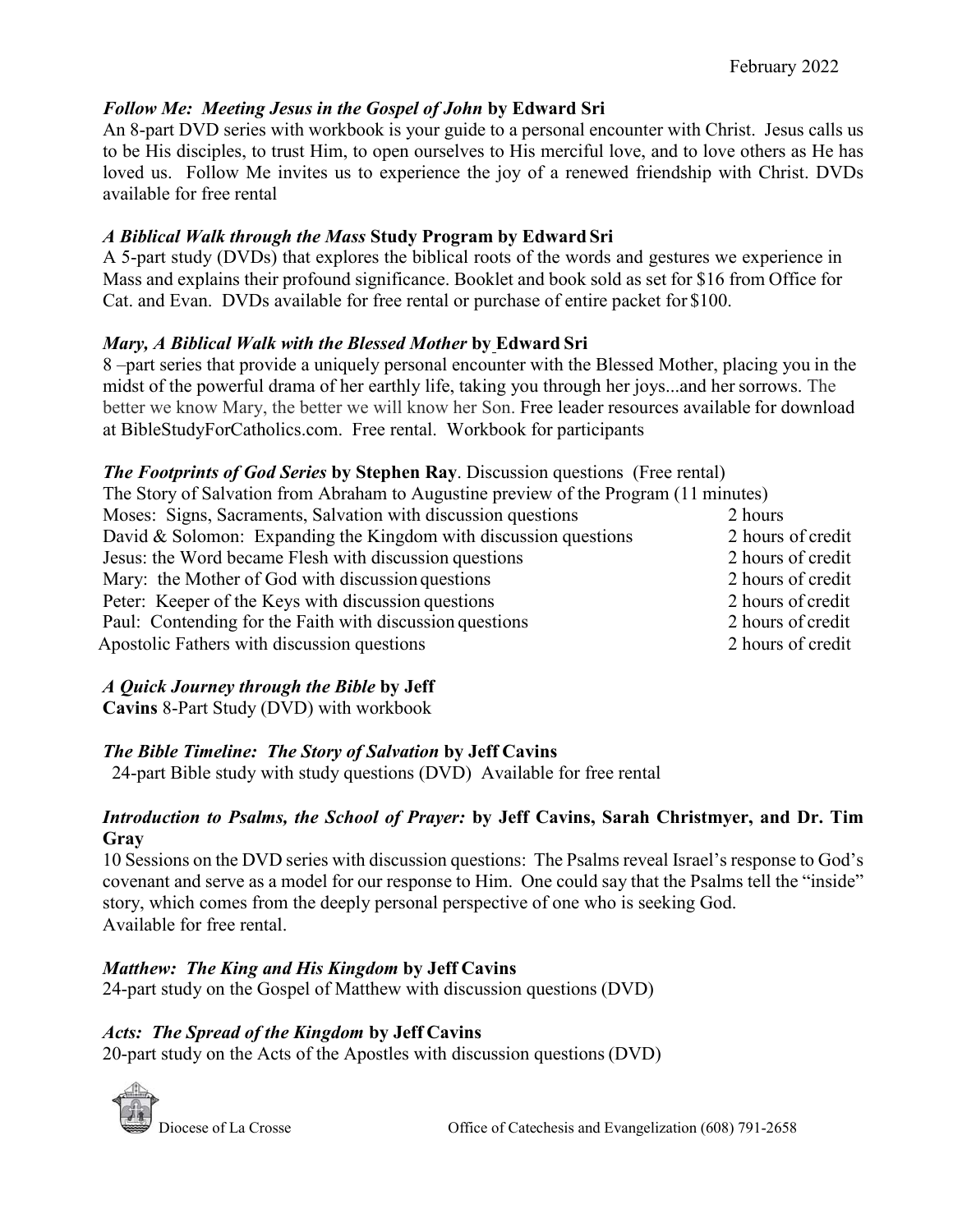### *Follow Me: Meeting Jesus in the Gospel of John* by Edward Sri

An 8-part DVD series with workbook is your guide to a personal encounter with Christ. Jesus calls us to be His disciples, to trust Him, to open ourselves to His merciful love, and to love others as He has loved us. Follow Me invites us to experience the joy of a renewed friendship with Christ. DVDs available for free rental

### *A Biblical Walk through the Mass* Study Program by Edward Sri

A 5-part study (DVDs) that explores the biblical roots of the words and gestures we experience in Mass and explains their profound significance. Booklet and book sold as set for $16 from Office for Cat. and Evan. DVDs available for free rental or purchase of entire packet for $100.

### *Mary, A Biblical Walk with the Blessed Mother* by Edward Sri

8 –part series that provide a uniquely personal encounter with the Blessed Mother, placing you in the midst of the powerful drama of her earthly life, taking you through her joys...and her sorrows. The better we know Mary, the better we will know her Son. Free leader resources available for download at BibleStudyForCatholics.com. Free rental. Workbook for participants

### *The Footprints of God Series* by Stephen Ray. Discussion questions (Free rental)

The Story of Salvation from Abraham to Augustine preview of the Program (11 minutes)

| | |
|---|---|
| Moses: Signs, Sacraments, Salvation with discussion questions | 2 hours |
| David & Solomon: Expanding the Kingdom with discussion questions | 2 hours of credit |
| Jesus: the Word became Flesh with discussion questions | 2 hours of credit |
| Mary: the Mother of God with discussion questions | 2 hours of credit |
| Peter: Keeper of the Keys with discussion questions | 2 hours of credit |
| Paul: Contending for the Faith with discussion questions | 2 hours of credit |
| Apostolic Fathers with discussion questions | 2 hours of credit |

### *A Quick Journey through the Bible* by Jeff Cavins

8-Part Study (DVD) with workbook

### *The Bible Timeline: The Story of Salvation* by Jeff Cavins

24-part Bible study with study questions (DVD) Available for free rental

### *Introduction to Psalms, the School of Prayer:* by Jeff Cavins, Sarah Christmyer, and Dr. Tim Gray

10 Sessions on the DVD series with discussion questions: The Psalms reveal Israel's response to God's covenant and serve as a model for our response to Him. One could say that the Psalms tell the "inside" story, which comes from the deeply personal perspective of one who is seeking God.
Available for free rental.

### *Matthew: The King and His Kingdom* by Jeff Cavins

24-part study on the Gospel of Matthew with discussion questions (DVD)

### *Acts: The Spread of the Kingdom* by Jeff Cavins

20-part study on the Acts of the Apostles with discussion questions (DVD)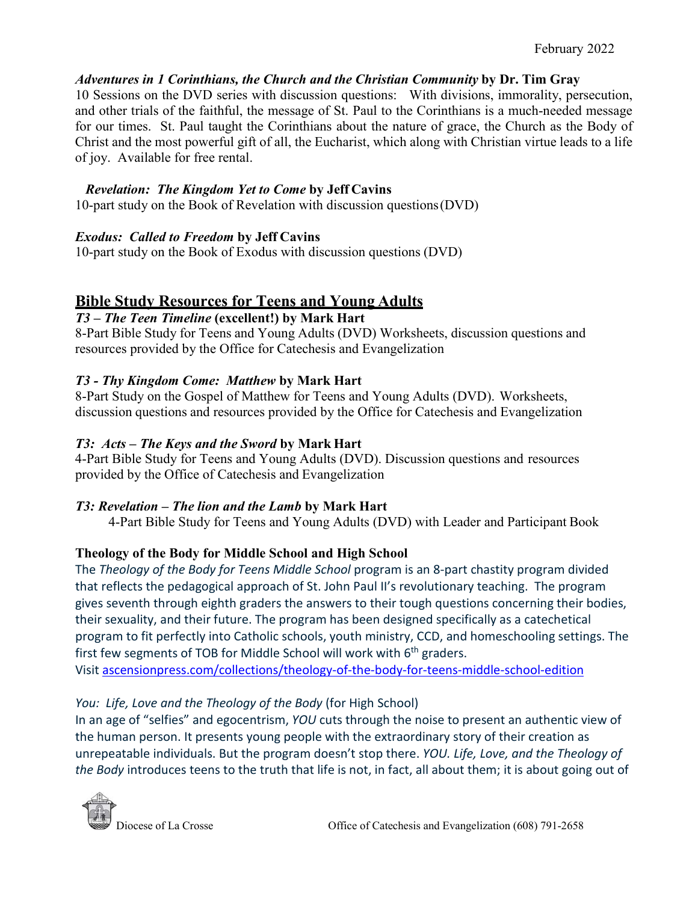*Adventures in 1 Corinthians, the Church and the Christian Community* **by Dr. Tim Gray**
10 Sessions on the DVD series with discussion questions: With divisions, immorality, persecution, and other trials of the faithful, the message of St. Paul to the Corinthians is a much-needed message for our times. St. Paul taught the Corinthians about the nature of grace, the Church as the Body of Christ and the most powerful gift of all, the Eucharist, which along with Christian virtue leads to a life of joy. Available for free rental.

*Revelation: The Kingdom Yet to Come* **by Jeff Cavins**
10-part study on the Book of Revelation with discussion questions (DVD)

*Exodus: Called to Freedom* **by Jeff Cavins**
10-part study on the Book of Exodus with discussion questions (DVD)

## Bible Study Resources for Teens and Young Adults

*T3 – The Teen Timeline* **(excellent!) by Mark Hart**
8-Part Bible Study for Teens and Young Adults (DVD) Worksheets, discussion questions and resources provided by the Office for Catechesis and Evangelization

*T3 - Thy Kingdom Come: Matthew* **by Mark Hart**
8-Part Study on the Gospel of Matthew for Teens and Young Adults (DVD). Worksheets, discussion questions and resources provided by the Office for Catechesis and Evangelization

*T3: Acts – The Keys and the Sword* **by Mark Hart**
4-Part Bible Study for Teens and Young Adults (DVD). Discussion questions and resources provided by the Office of Catechesis and Evangelization

*T3: Revelation – The lion and the Lamb* **by Mark Hart**
4-Part Bible Study for Teens and Young Adults (DVD) with Leader and Participant Book

**Theology of the Body for Middle School and High School**

The *Theology of the Body for Teens Middle School* program is an 8-part chastity program divided that reflects the pedagogical approach of St. John Paul II's revolutionary teaching. The program gives seventh through eighth graders the answers to their tough questions concerning their bodies, their sexuality, and their future. The program has been designed specifically as a catechetical program to fit perfectly into Catholic schools, youth ministry, CCD, and homeschooling settings. The first few segments of TOB for Middle School will work with 6th graders.
Visit [ascensionpress.com/collections/theology-of-the-body-for-teens-middle-school-edition](ascensionpress.com/collections/theology-of-the-body-for-teens-middle-school-edition)

*You: Life, Love and the Theology of the Body* (for High School)
In an age of "selfies" and egocentrism, *YOU* cuts through the noise to present an authentic view of the human person. It presents young people with the extraordinary story of their creation as unrepeatable individuals. But the program doesn't stop there. *YOU. Life, Love, and the Theology of the Body* introduces teens to the truth that life is not, in fact, all about them; it is about going out of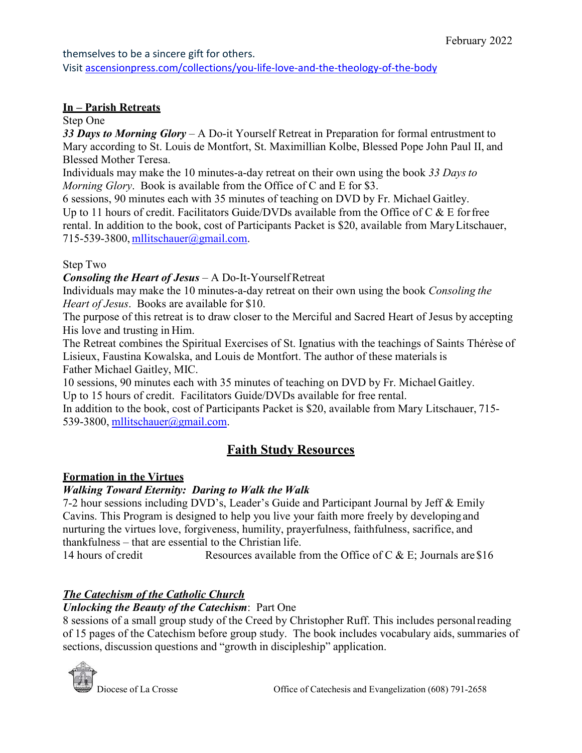themselves to be a sincere gift for others.
Visit ascensionpress.com/collections/you-life-love-and-the-theology-of-the-body

**In – Parish Retreats**

Step One

***33 Days to Morning Glory*** – A Do-it Yourself Retreat in Preparation for formal entrustment to Mary according to St. Louis de Montfort, St. Maximillian Kolbe, Blessed Pope John Paul II, and Blessed Mother Teresa.

Individuals may make the 10 minutes-a-day retreat on their own using the book *33 Days to Morning Glory*. Book is available from the Office of C and E for $3.

6 sessions, 90 minutes each with 35 minutes of teaching on DVD by Fr. Michael Gaitley.

Up to 11 hours of credit. Facilitators Guide/DVDs available from the Office of C & E for free rental. In addition to the book, cost of Participants Packet is $20, available from Mary Litschauer, 715-539-3800, mllitschauer@gmail.com.

Step Two

***Consoling the Heart of Jesus*** – A Do-It-Yourself Retreat

Individuals may make the 10 minutes-a-day retreat on their own using the book *Consoling the Heart of Jesus*. Books are available for $10.

The purpose of this retreat is to draw closer to the Merciful and Sacred Heart of Jesus by accepting His love and trusting in Him.

The Retreat combines the Spiritual Exercises of St. Ignatius with the teachings of Saints Thérèse of Lisieux, Faustina Kowalska, and Louis de Montfort. The author of these materials is Father Michael Gaitley, MIC.

10 sessions, 90 minutes each with 35 minutes of teaching on DVD by Fr. Michael Gaitley.

Up to 15 hours of credit. Facilitators Guide/DVDs available for free rental.

In addition to the book, cost of Participants Packet is $20, available from Mary Litschauer, 715-539-3800, mllitschauer@gmail.com.

## Faith Study Resources

**Formation in the Virtues**

***Walking Toward Eternity: Daring to Walk the Walk***

7-2 hour sessions including DVD's, Leader's Guide and Participant Journal by Jeff & Emily Cavins. This Program is designed to help you live your faith more freely by developing and nurturing the virtues love, forgiveness, humility, prayerfulness, faithfulness, sacrifice, and thankfulness – that are essential to the Christian life.

14 hours of credit        Resources available from the Office of C & E; Journals are $16

***The Catechism of the Catholic Church***

***Unlocking the Beauty of the Catechism***: Part One

8 sessions of a small group study of the Creed by Christopher Ruff. This includes personal reading of 15 pages of the Catechism before group study. The book includes vocabulary aids, summaries of sections, discussion questions and "growth in discipleship" application.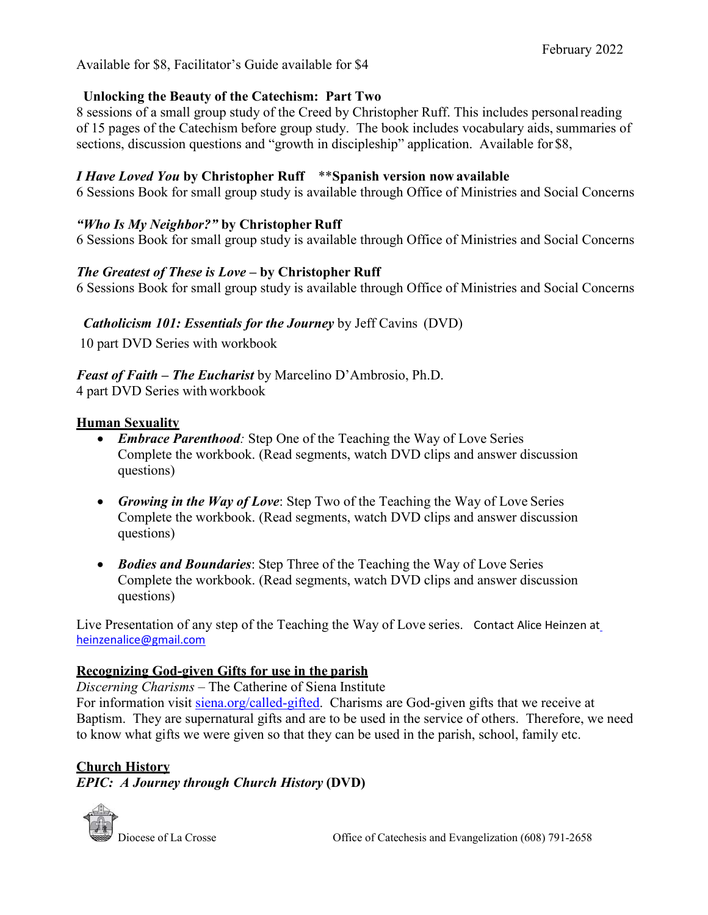Available for $8, Facilitator's Guide available for $4

**Unlocking the Beauty of the Catechism: Part Two**
8 sessions of a small group study of the Creed by Christopher Ruff. This includes personal reading of 15 pages of the Catechism before group study. The book includes vocabulary aids, summaries of sections, discussion questions and "growth in discipleship" application. Available for $8,

***I Have Loved You* by Christopher Ruff** **Spanish version now available**
6 Sessions Book for small group study is available through Office of Ministries and Social Concerns

***"Who Is My Neighbor?"* by Christopher Ruff**
6 Sessions Book for small group study is available through Office of Ministries and Social Concerns

***The Greatest of These is Love* – by Christopher Ruff**
6 Sessions Book for small group study is available through Office of Ministries and Social Concerns

***Catholicism 101: Essentials for the Journey*** by Jeff Cavins (DVD)
10 part DVD Series with workbook

***Feast of Faith – The Eucharist*** by Marcelino D'Ambrosio, Ph.D.
4 part DVD Series with workbook

**Human Sexuality**

- ***Embrace Parenthood**:* Step One of the Teaching the Way of Love Series
  Complete the workbook. (Read segments, watch DVD clips and answer discussion questions)

- ***Growing in the Way of Love***: Step Two of the Teaching the Way of Love Series
  Complete the workbook. (Read segments, watch DVD clips and answer discussion questions)

- ***Bodies and Boundaries***: Step Three of the Teaching the Way of Love Series
  Complete the workbook. (Read segments, watch DVD clips and answer discussion questions)

Live Presentation of any step of the Teaching the Way of Love series. Contact Alice Heinzen at heinzenalice@gmail.com

**Recognizing God-given Gifts for use in the parish**
*Discerning Charisms* – The Catherine of Siena Institute
For information visit siena.org/called-gifted. Charisms are God-given gifts that we receive at Baptism. They are supernatural gifts and are to be used in the service of others. Therefore, we need to know what gifts we were given so that they can be used in the parish, school, family etc.

**Church History**
***EPIC: A Journey through Church History* (DVD)**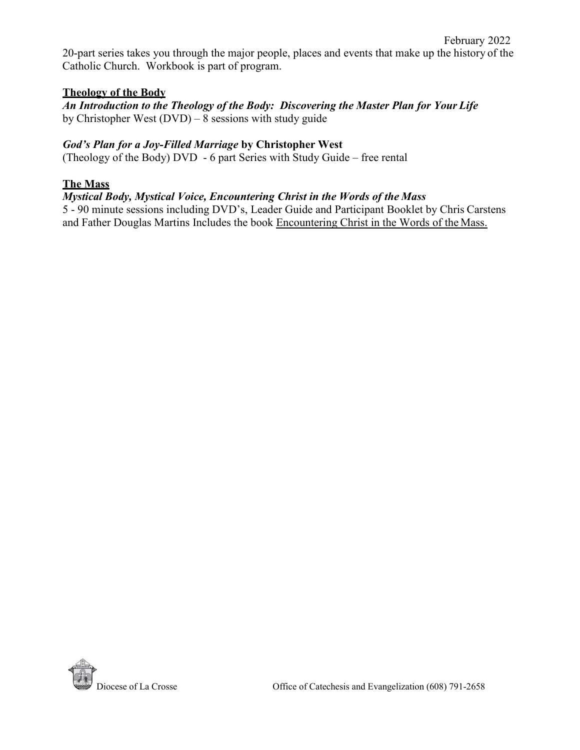20-part series takes you through the major people, places and events that make up the history of the Catholic Church. Workbook is part of program.

**Theology of the Body**

***An Introduction to the Theology of the Body: Discovering the Master Plan for Your Life***
by Christopher West (DVD) – 8 sessions with study guide

***God's Plan for a Joy-Filled Marriage* by Christopher West**
(Theology of the Body) DVD - 6 part Series with Study Guide – free rental

**The Mass**

***Mystical Body, Mystical Voice, Encountering Christ in the Words of the Mass***
5 - 90 minute sessions including DVD's, Leader Guide and Participant Booklet by Chris Carstens and Father Douglas Martins Includes the book Encountering Christ in the Words of the Mass.